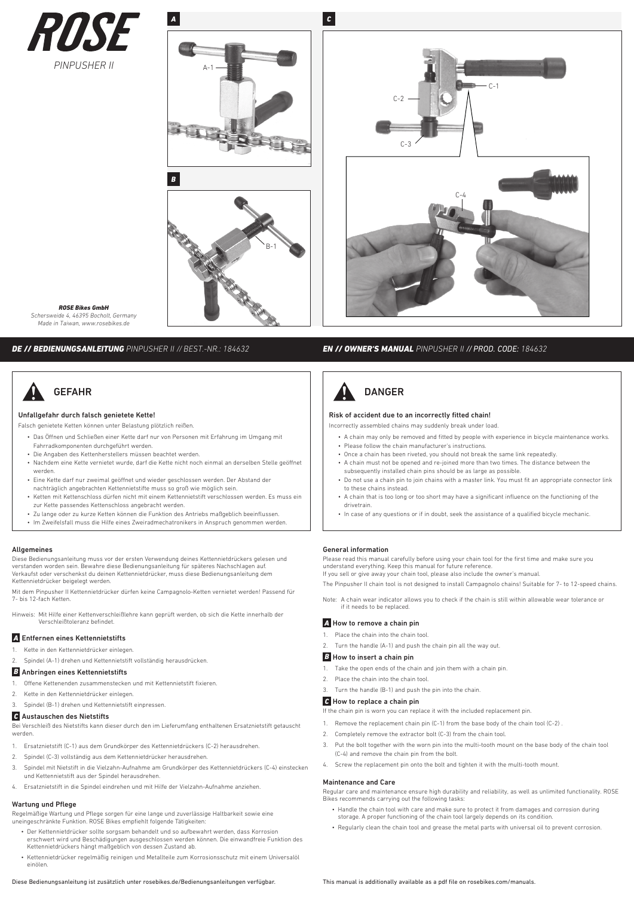# ROSE

PINPUSHER II

A

A-1

B

B-1

C

C-1

C-2

C-3

C-4

***ROSE Bikes GmbH***
*Schersweide 4, 46395 Bocholt, Germany*
*Made in Taiwan, www.rosebikes.de*

## DE // BEDIENUNGSANLEITUNG *PINPUSHER II // BEST.-NR.: 184632*

### GEFAHR

**Unfallgefahr durch falsch genietete Kette!**

Falsch genietete Ketten können unter Belastung plötzlich reißen.

- Das Öffnen und Schließen einer Kette darf nur von Personen mit Erfahrung im Umgang mit Fahrradkomponenten durchgeführt werden.
- Die Angaben des Kettenherstellers müssen beachtet werden.
- Nachdem eine Kette vernietet wurde, darf die Kette nicht noch einmal an derselben Stelle geöffnet werden.
- Eine Kette darf nur zweimal geöffnet und wieder geschlossen werden. Der Abstand der nachträglich angebrachten Kettennietstifte muss so groß wie möglich sein.
- Ketten mit Kettenschloss dürfen nicht mit einem Kettennietstift verschlossen werden. Es muss ein zur Kette passendes Kettenschloss angebracht werden.
- Zu lange oder zu kurze Ketten können die Funktion des Antriebs maßgeblich beeinflussen.
- Im Zweifelsfall muss die Hilfe eines Zweiradmechatronikers in Anspruch genommen werden.

### Allgemeines

Diese Bedienungsanleitung muss vor der ersten Verwendung deines Kettennietdrückers gelesen und verstanden worden sein. Bewahre diese Bedienungsanleitung für späteres Nachschlagen auf. Verkaufst oder verschenkst du deinen Kettennietdrücker, muss diese Bedienungsanleitung dem Kettennietdrücker beigelegt werden.

Mit dem Pinpusher II Kettennietdrücker dürfen keine Campagnolo-Ketten vernietet werden! Passend für 7- bis 12-fach Ketten.

Hinweis: Mit Hilfe einer Kettenverschleißlehre kann geprüft werden, ob sich die Kette innerhalb der Verschleißtoleranz befindet.

### A Entfernen eines Kettennietstifts

1. Kette in den Kettennietdrücker einlegen.
2. Spindel (A-1) drehen und Kettennietstift vollständig herausdrücken.

### B Anbringen eines Kettennietstifts

1. Offene Kettenenden zusammenstecken und mit Kettennietstift fixieren.
2. Kette in den Kettennietdrücker einlegen.
3. Spindel (B-1) drehen und Kettennietstift einpressen.

### C Austauschen des Nietstifts

Bei Verschleiß des Nietstifts kann dieser durch den im Lieferumfang enthaltenen Ersatznietstift getauscht werden.

1. Ersatznietstift (C-1) aus dem Grundkörper des Kettennietdrückers (C-2) herausdrehen.
2. Spindel (C-3) vollständig aus dem Kettennietdrücker herausdrehen.
3. Spindel mit Nietstift in die Vielzahn-Aufnahme am Grundkörper des Kettennietdrückers (C-4) einstecken und Kettennietstift aus der Spindel herausdrehen.
4. Ersatznietstift in die Spindel eindrehen und mit Hilfe der Vielzahn-Aufnahme anziehen.

### Wartung und Pflege

Regelmäßige Wartung und Pflege sorgen für eine lange und zuverlässige Haltbarkeit sowie eine uneingeschränkte Funktion. ROSE Bikes empfiehlt folgende Tätigkeiten:

- Der Kettennietdrücker sollte sorgsam behandelt und so aufbewahrt werden, dass Korrosion erschwert wird und Beschädigungen ausgeschlossen werden können. Die einwandfreie Funktion des Kettennietdrückers hängt maßgeblich von dessen Zustand ab.
- Kettennietdrücker regelmäßig reinigen und Metallteile zum Korrosionsschutz mit einem Universalöl einölen.

Diese Bedienungsanleitung ist zusätzlich unter rosebikes.de/Bedienungsanleitungen verfügbar.

## EN // OWNER'S MANUAL *PINPUSHER II // PROD. CODE: 184632*

### DANGER

**Risk of accident due to an incorrectly fitted chain!**

Incorrectly assembled chains may suddenly break under load.

- A chain may only be removed and fitted by people with experience in bicycle maintenance works.
- Please follow the chain manufacturer's instructions.
- Once a chain has been riveted, you should not break the same link repeatedly.
- A chain must not be opened and re-joined more than two times. The distance between the subsequently installed chain pins should be as large as possible.
- Do not use a chain pin to join chains with a master link. You must fit an appropriate connector link to these chains instead.
- A chain that is too long or too short may have a significant influence on the functioning of the drivetrain.
- In case of any questions or if in doubt, seek the assistance of a qualified bicycle mechanic.

### General information

Please read this manual carefully before using your chain tool for the first time and make sure you understand everything. Keep this manual for future reference.
If you sell or give away your chain tool, please also include the owner's manual.

The Pinpusher II chain tool is not designed to install Campagnolo chains! Suitable for 7- to 12-speed chains.

Note: A chain wear indicator allows you to check if the chain is still within allowable wear tolerance or if it needs to be replaced.

### A How to remove a chain pin

1. Place the chain into the chain tool.
2. Turn the handle (A-1) and push the chain pin all the way out.

### B How to insert a chain pin

1. Take the open ends of the chain and join them with a chain pin.
2. Place the chain into the chain tool.
3. Turn the handle (B-1) and push the pin into the chain.

### C How to replace a chain pin

If the chain pin is worn you can replace it with the included replacement pin.

1. Remove the replacement chain pin (C-1) from the base body of the chain tool (C-2) .
2. Completely remove the extractor bolt (C-3) from the chain tool.
3. Put the bolt together with the worn pin into the multi-tooth mount on the base body of the chain tool (C-4) and remove the chain pin from the bolt.
4. Screw the replacement pin onto the bolt and tighten it with the multi-tooth mount.

### Maintenance and Care

Regular care and maintenance ensure high durability and reliability, as well as unlimited functionality. ROSE Bikes recommends carrying out the following tasks:

- Handle the chain tool with care and make sure to protect it from damages and corrosion during storage. A proper functioning of the chain tool largely depends on its condition.
- Regularly clean the chain tool and grease the metal parts with universal oil to prevent corrosion.

This manual is additionally available as a pdf file on rosebikes.com/manuals.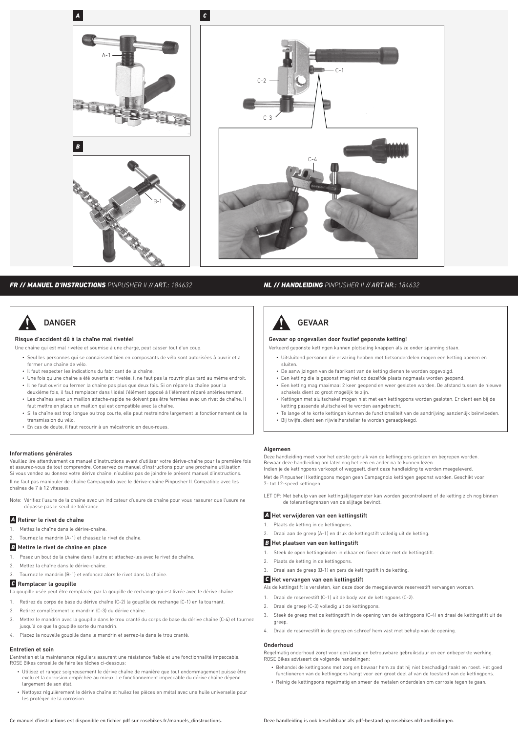A

A-1

B

B-1

C

C-1

C-2

C-3

C-4

## FR // MANUEL D'INSTRUCTIONS *PINPUSHER II // ART.: 184632*

### DANGER

**Risque d'accident dû à la chaîne mal rivetée!**

Une chaîne qui est mal rivetée et soumise à une charge, peut casser tout d'un coup.

- Seul les personnes qui se connaissent bien en composants de vélo sont autorisées à ouvrir et à fermer une chaîne de vélo.
- Il faut respecter les indications du fabricant de la chaîne.
- Une fois qu'une chaîne a été ouverte et rivetée, il ne faut pas la rouvrir plus tard au même endroit.
- Il ne faut ouvrir ou fermer la chaîne pas plus que deux fois. Si on répare la chaîne pour la deuxième fois, il faut remplacer dans l'idéal l'élément opposé à l'élément réparé antérieurement.
- Les chaînes avec un maillon attache-rapide ne doivent pas être fermées avec un rivet de chaîne. Il faut mettre en place un maillon qui est compatible avec la chaîne.
- Si la chaîne est trop longue ou trop courte, elle peut restreindre largement le fonctionnement de la transmission du vélo.
- En cas de doute, il faut recourir à un mécatronicien deux-roues.

### Informations générales

Veuillez lire attentivement ce manuel d'instructions avant d'utiliser votre dérive-chaîne pour la première fois et assurez-vous de tout comprendre. Conservez ce manuel d'instructions pour une prochaine utilisation. Si vous vendez ou donnez votre dérive chaîne, n'oubliez pas de joindre le présent manuel d'instructions.

Il ne faut pas manipuler de chaîne Campagnolo avec le dérive-chaîne Pinpusher II. Compatible avec les chaînes de 7 à 12 vitesses.

Note: Vérifiez l'usure de la chaîne avec un indicateur d'usure de chaîne pour vous rassurer que l'usure ne dépasse pas le seuil de tolérance.

### A Retirer le rivet de chaîne

1. Mettez la chaîne dans le dérive-chaîne.
2. Tournez le mandrin (A-1) et chassez le rivet de chaîne.

### B Mettre le rivet de chaîne en place

1. Posez un bout de la chaîne dans l'autre et attachez-les avec le rivet de chaîne.
2. Mettez la chaîne dans le dérive-chaîne.
3. Tournez le mandrin (B-1) et enfoncez alors le rivet dans la chaîne.

### C Remplacer la goupille

La goupille usée peut être remplacée par la goupille de rechange qui est livrée avec le dérive chaîne.

1. Retirez du corps de base du dérive chaîne (C-2) la goupille de rechange (C-1) en la tournant.
2. Retirez complètement le mandrin (C-3) du dérive chaîne.
3. Mettez le mandrin avec la goupille dans le trou cranté du corps de base du dérive chaîne (C-4) et tournez jusqu'à ce que la goupille sorte du mandrin.
4. Placez la nouvelle goupille dans le mandrin et serrez-la dans le trou cranté.

### Entretien et soin

L'entretien et la maintenance réguliers assurent une résistance fiable et une fonctionnalité impeccable. ROSE Bikes conseille de faire les tâches ci-dessous:

- Utilisez et rangez soigneusement le dérive chaîne de manière que tout endommagement puisse être exclu et la corrosion empêchée au mieux. Le fonctionnement impeccable du dérive chaîne dépend largement de son état.
- Nettoyez régulièrement le dérive chaîne et huilez les pièces en métal avec une huile universelle pour les protéger de la corrosion.

Ce manuel d'instructions est disponible en fichier pdf sur rosebikes.fr/manuels_dinstructions.

## NL // HANDLEIDING *PINPUSHER II // ART.NR.: 184632*

### GEVAAR

**Gevaar op ongevallen door foutief geponste ketting!**

Verkeerd geponste kettingen kunnen plotseling knappen als ze onder spanning staan.

- Uitsluitend personen die ervaring hebben met fietsonderdelen mogen een ketting openen en sluiten.
- De aanwijzingen van de fabrikant van de ketting dienen te worden opgevolgd.
- Een ketting die is geponst mag niet op dezelfde plaats nogmaals worden geopend.
- Een ketting mag maximaal 2 keer geopend en weer gesloten worden. De afstand tussen de nieuwe schakels dient zo groot mogelijk te zijn.
- Kettingen met sluitschakel mogen niet met een kettingpons worden gesloten. Er dient een bij de ketting passende sluitschakel te worden aangebracht.
- Te lange of te korte kettingen kunnen de functionaliteit van de aandrijving aanzienlijk beïnvloeden.
- Bij twijfel dient een rijwielhersteller te worden geraadpleegd.

### Algemeen

Deze handleiding moet voor het eerste gebruik van de kettingpons gelezen en begrepen worden. Bewaar deze handleiding om later nog het een en ander na te kunnen lezen.
Indien je de kettingpons verkoopt of weggeeft, dient deze handleiding te worden meegeleverd.

Met de Pinpusher II kettingpons mogen geen Campagnolo kettingen geponst worden. Geschikt voor 7- tot 12-speed kettingen.

LET OP: Met behulp van een kettingslijtagemeter kan worden gecontroleerd of de ketting zich nog binnen de tolerantiegrenzen van de slijtage bevindt.

### A Het verwijderen van een kettingstift

1. Plaats de ketting in de kettingpons.
2. Draai aan de greep (A-1) en druk de kettingstift volledig uit de ketting.

### B Het plaatsen van een kettingstift

1. Steek de open kettingeinden in elkaar en fixeer deze met de kettingstift.
2. Plaats de ketting in de kettingpons.
3. Draai aan de greep (B-1) en pers de kettingstift in de ketting.

### C Het vervangen van een kettingstift

Als de kettingstift is versleten, kan deze door de meegeleverde reservestift vervangen worden.

1. Draai de reservestift (C-1) uit de body van de kettingpons (C-2).
2. Draai de greep (C-3) volledig uit de kettingpons.
3. Steek de greep met de kettingstift in de opening van de kettingpons (C-4) en draai de kettingstift uit de greep.
4. Draai de reservestift in de greep en schroef hem vast met behulp van de opening.

### Onderhoud

Regelmatig onderhoud zorgt voor een lange en betrouwbare gebruiksduur en een onbeperkte werking. ROSE Bikes adviseert de volgende handelingen:

- Behandel de kettingpons met zorg en bewaar hem zo dat hij niet beschadigd raakt en roest. Het goed functioneren van de kettingpons hangt voor een groot deel af van de toestand van de kettingpons.
- Reinig de kettingpons regelmatig en smeer de metalen onderdelen om corrosie tegen te gaan.

Deze handleiding is ook beschikbaar als pdf-bestand op rosebikes.nl/handleidingen.